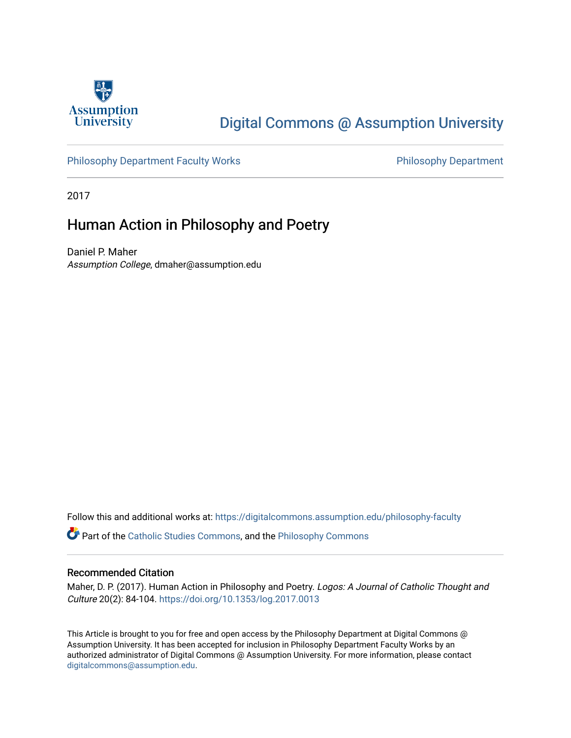Assumption University

# Digital Commons @ Assumption University

Philosophy Department Faculty Works

Philosophy Department

2017

## Human Action in Philosophy and Poetry

Daniel P. Maher
*Assumption College*, dmaher@assumption.edu

Follow this and additional works at: https://digitalcommons.assumption.edu/philosophy-faculty

Part of the Catholic Studies Commons, and the Philosophy Commons

### Recommended Citation

Maher, D. P. (2017). Human Action in Philosophy and Poetry. *Logos: A Journal of Catholic Thought and Culture* 20(2): 84-104. https://doi.org/10.1353/log.2017.0013

This Article is brought to you for free and open access by the Philosophy Department at Digital Commons @ Assumption University. It has been accepted for inclusion in Philosophy Department Faculty Works by an authorized administrator of Digital Commons @ Assumption University. For more information, please contact digitalcommons@assumption.edu.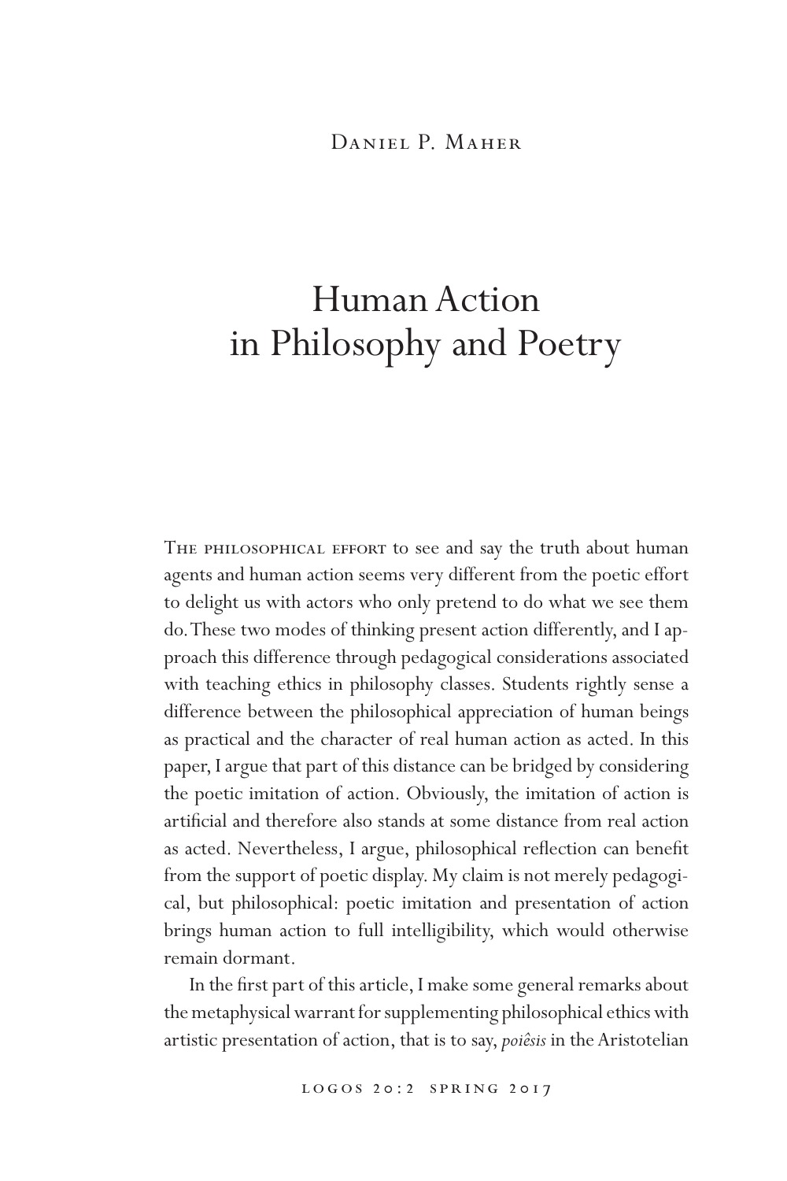Daniel P. Maher

# Human Action in Philosophy and Poetry

The philosophical effort to see and say the truth about human agents and human action seems very different from the poetic effort to delight us with actors who only pretend to do what we see them do. These two modes of thinking present action differently, and I approach this difference through pedagogical considerations associated with teaching ethics in philosophy classes. Students rightly sense a difference between the philosophical appreciation of human beings as practical and the character of real human action as acted. In this paper, I argue that part of this distance can be bridged by considering the poetic imitation of action. Obviously, the imitation of action is artificial and therefore also stands at some distance from real action as acted. Nevertheless, I argue, philosophical reflection can benefit from the support of poetic display. My claim is not merely pedagogical, but philosophical: poetic imitation and presentation of action brings human action to full intelligibility, which would otherwise remain dormant.

In the first part of this article, I make some general remarks about the metaphysical warrant for supplementing philosophical ethics with artistic presentation of action, that is to say, *poiêsis* in the Aristotelian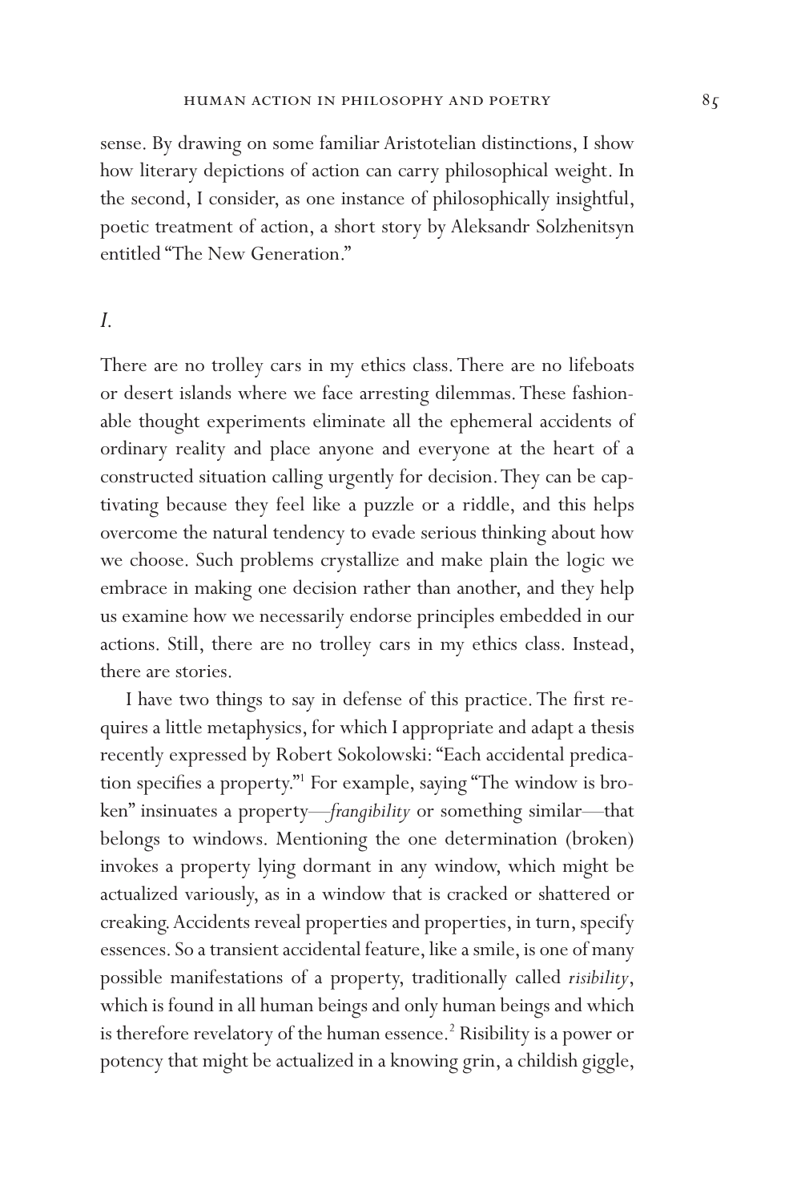sense. By drawing on some familiar Aristotelian distinctions, I show how literary depictions of action can carry philosophical weight. In the second, I consider, as one instance of philosophically insightful, poetic treatment of action, a short story by Aleksandr Solzhenitsyn entitled "The New Generation."

## *I.*

There are no trolley cars in my ethics class. There are no lifeboats or desert islands where we face arresting dilemmas. These fashionable thought experiments eliminate all the ephemeral accidents of ordinary reality and place anyone and everyone at the heart of a constructed situation calling urgently for decision. They can be captivating because they feel like a puzzle or a riddle, and this helps overcome the natural tendency to evade serious thinking about how we choose. Such problems crystallize and make plain the logic we embrace in making one decision rather than another, and they help us examine how we necessarily endorse principles embedded in our actions. Still, there are no trolley cars in my ethics class. Instead, there are stories.

I have two things to say in defense of this practice. The first requires a little metaphysics, for which I appropriate and adapt a thesis recently expressed by Robert Sokolowski: "Each accidental predication specifies a property."[1] For example, saying "The window is broken" insinuates a property—*frangibility* or something similar—that belongs to windows. Mentioning the one determination (broken) invokes a property lying dormant in any window, which might be actualized variously, as in a window that is cracked or shattered or creaking. Accidents reveal properties and properties, in turn, specify essences. So a transient accidental feature, like a smile, is one of many possible manifestations of a property, traditionally called *risibility*, which is found in all human beings and only human beings and which is therefore revelatory of the human essence.[2] Risibility is a power or potency that might be actualized in a knowing grin, a childish giggle,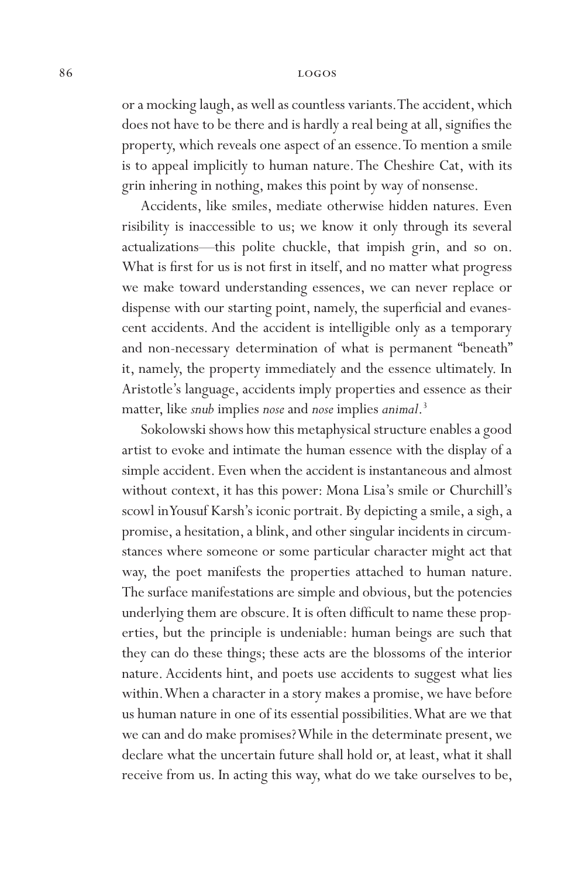or a mocking laugh, as well as countless variants. The accident, which does not have to be there and is hardly a real being at all, signifies the property, which reveals one aspect of an essence. To mention a smile is to appeal implicitly to human nature. The Cheshire Cat, with its grin inhering in nothing, makes this point by way of nonsense.

Accidents, like smiles, mediate otherwise hidden natures. Even risibility is inaccessible to us; we know it only through its several actualizations—this polite chuckle, that impish grin, and so on. What is first for us is not first in itself, and no matter what progress we make toward understanding essences, we can never replace or dispense with our starting point, namely, the superficial and evanescent accidents. And the accident is intelligible only as a temporary and non-necessary determination of what is permanent "beneath" it, namely, the property immediately and the essence ultimately. In Aristotle's language, accidents imply properties and essence as their matter, like *snub* implies *nose* and *nose* implies *animal*.[3]

Sokolowski shows how this metaphysical structure enables a good artist to evoke and intimate the human essence with the display of a simple accident. Even when the accident is instantaneous and almost without context, it has this power: Mona Lisa's smile or Churchill's scowl in Yousuf Karsh's iconic portrait. By depicting a smile, a sigh, a promise, a hesitation, a blink, and other singular incidents in circumstances where someone or some particular character might act that way, the poet manifests the properties attached to human nature. The surface manifestations are simple and obvious, but the potencies underlying them are obscure. It is often difficult to name these properties, but the principle is undeniable: human beings are such that they can do these things; these acts are the blossoms of the interior nature. Accidents hint, and poets use accidents to suggest what lies within. When a character in a story makes a promise, we have before us human nature in one of its essential possibilities. What are we that we can and do make promises? While in the determinate present, we declare what the uncertain future shall hold or, at least, what it shall receive from us. In acting this way, what do we take ourselves to be,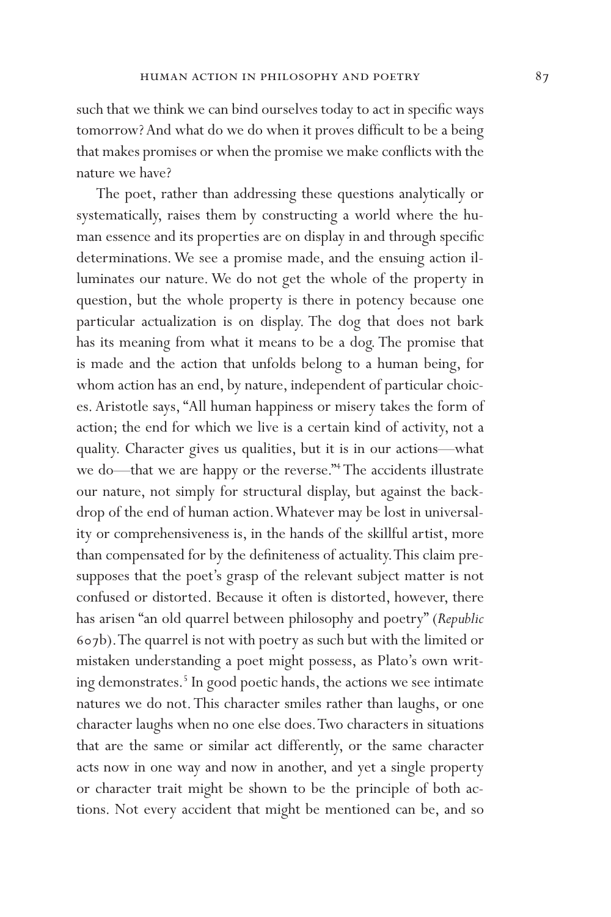such that we think we can bind ourselves today to act in specific ways tomorrow? And what do we do when it proves difficult to be a being that makes promises or when the promise we make conflicts with the nature we have?

The poet, rather than addressing these questions analytically or systematically, raises them by constructing a world where the human essence and its properties are on display in and through specific determinations. We see a promise made, and the ensuing action illuminates our nature. We do not get the whole of the property in question, but the whole property is there in potency because one particular actualization is on display. The dog that does not bark has its meaning from what it means to be a dog. The promise that is made and the action that unfolds belong to a human being, for whom action has an end, by nature, independent of particular choices. Aristotle says, "All human happiness or misery takes the form of action; the end for which we live is a certain kind of activity, not a quality. Character gives us qualities, but it is in our actions—what we do—that we are happy or the reverse."[4] The accidents illustrate our nature, not simply for structural display, but against the backdrop of the end of human action. Whatever may be lost in universality or comprehensiveness is, in the hands of the skillful artist, more than compensated for by the definiteness of actuality. This claim presupposes that the poet's grasp of the relevant subject matter is not confused or distorted. Because it often is distorted, however, there has arisen "an old quarrel between philosophy and poetry" (*Republic* 607b). The quarrel is not with poetry as such but with the limited or mistaken understanding a poet might possess, as Plato's own writing demonstrates.[5] In good poetic hands, the actions we see intimate natures we do not. This character smiles rather than laughs, or one character laughs when no one else does. Two characters in situations that are the same or similar act differently, or the same character acts now in one way and now in another, and yet a single property or character trait might be shown to be the principle of both actions. Not every accident that might be mentioned can be, and so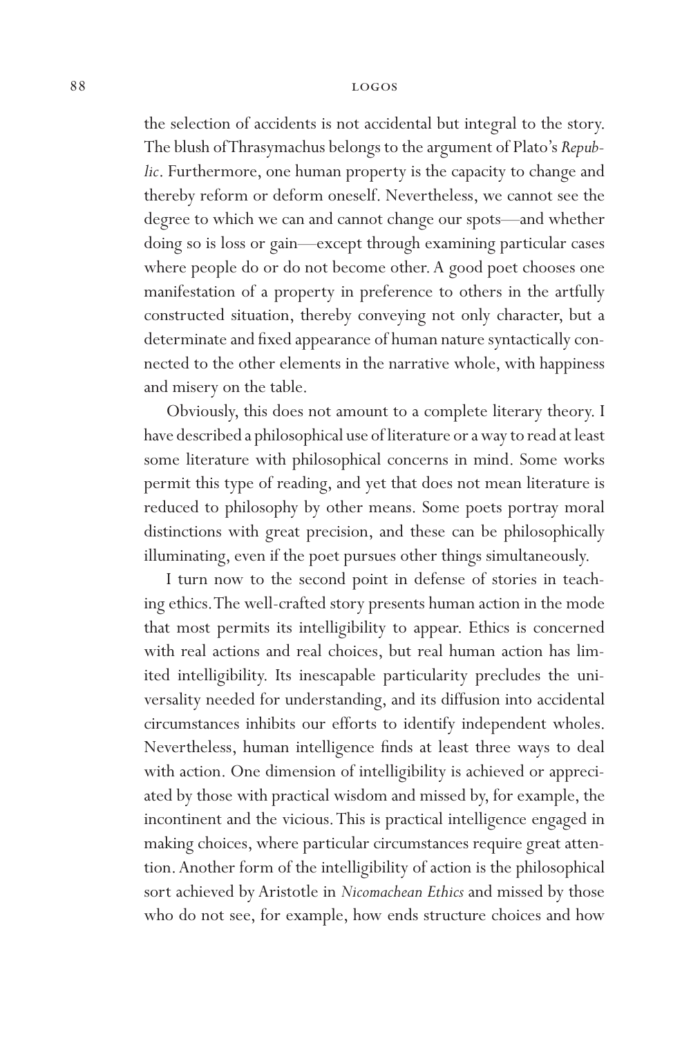the selection of accidents is not accidental but integral to the story. The blush of Thrasymachus belongs to the argument of Plato's *Republic*. Furthermore, one human property is the capacity to change and thereby reform or deform oneself. Nevertheless, we cannot see the degree to which we can and cannot change our spots—and whether doing so is loss or gain—except through examining particular cases where people do or do not become other. A good poet chooses one manifestation of a property in preference to others in the artfully constructed situation, thereby conveying not only character, but a determinate and fixed appearance of human nature syntactically connected to the other elements in the narrative whole, with happiness and misery on the table.

Obviously, this does not amount to a complete literary theory. I have described a philosophical use of literature or a way to read at least some literature with philosophical concerns in mind. Some works permit this type of reading, and yet that does not mean literature is reduced to philosophy by other means. Some poets portray moral distinctions with great precision, and these can be philosophically illuminating, even if the poet pursues other things simultaneously.

I turn now to the second point in defense of stories in teaching ethics. The well-crafted story presents human action in the mode that most permits its intelligibility to appear. Ethics is concerned with real actions and real choices, but real human action has limited intelligibility. Its inescapable particularity precludes the universality needed for understanding, and its diffusion into accidental circumstances inhibits our efforts to identify independent wholes. Nevertheless, human intelligence finds at least three ways to deal with action. One dimension of intelligibility is achieved or appreciated by those with practical wisdom and missed by, for example, the incontinent and the vicious. This is practical intelligence engaged in making choices, where particular circumstances require great attention. Another form of the intelligibility of action is the philosophical sort achieved by Aristotle in *Nicomachean Ethics* and missed by those who do not see, for example, how ends structure choices and how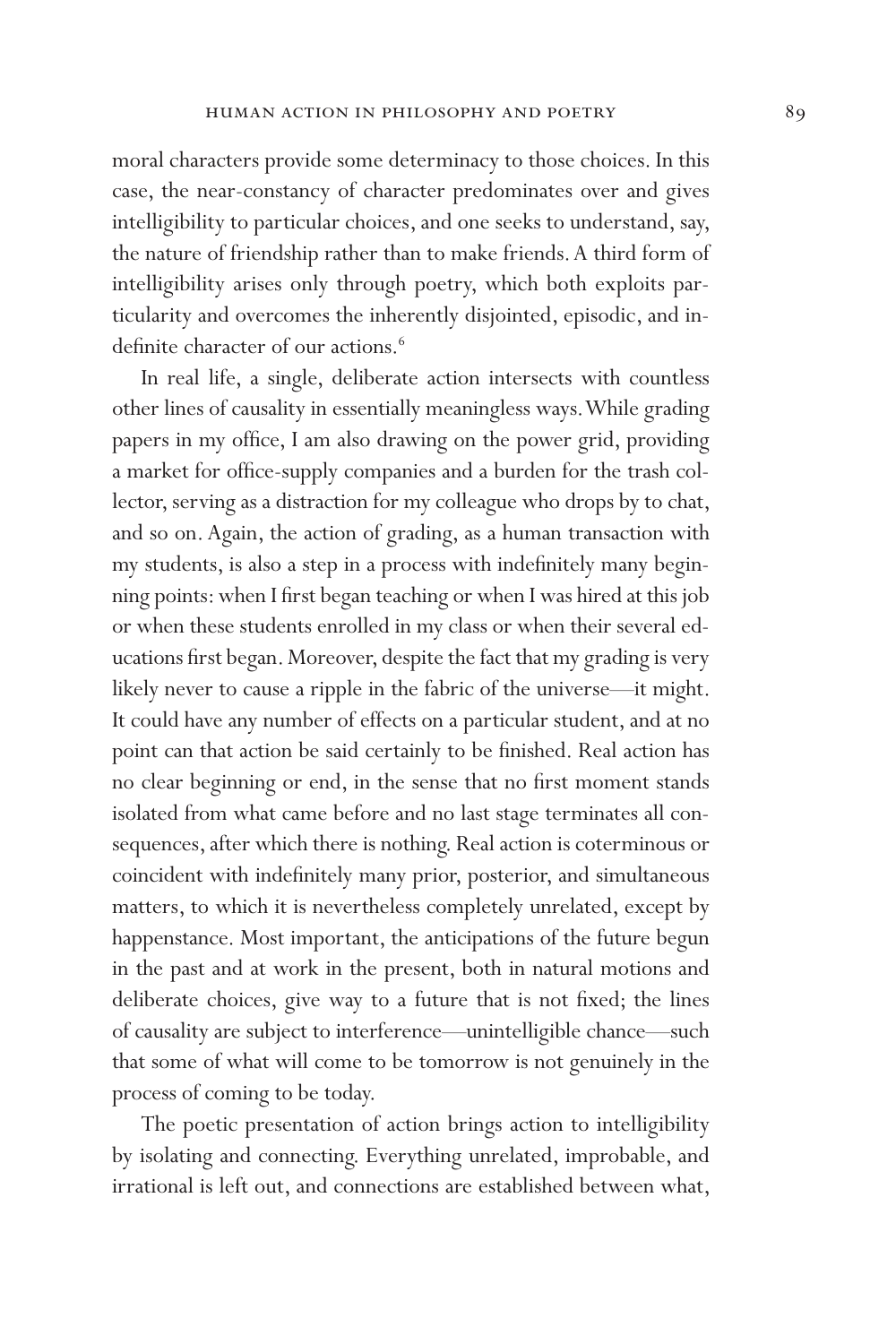moral characters provide some determinacy to those choices. In this case, the near-constancy of character predominates over and gives intelligibility to particular choices, and one seeks to understand, say, the nature of friendship rather than to make friends. A third form of intelligibility arises only through poetry, which both exploits particularity and overcomes the inherently disjointed, episodic, and indefinite character of our actions.[6]

In real life, a single, deliberate action intersects with countless other lines of causality in essentially meaningless ways. While grading papers in my office, I am also drawing on the power grid, providing a market for office-supply companies and a burden for the trash collector, serving as a distraction for my colleague who drops by to chat, and so on. Again, the action of grading, as a human transaction with my students, is also a step in a process with indefinitely many beginning points: when I first began teaching or when I was hired at this job or when these students enrolled in my class or when their several educations first began. Moreover, despite the fact that my grading is very likely never to cause a ripple in the fabric of the universe—it might. It could have any number of effects on a particular student, and at no point can that action be said certainly to be finished. Real action has no clear beginning or end, in the sense that no first moment stands isolated from what came before and no last stage terminates all consequences, after which there is nothing. Real action is coterminous or coincident with indefinitely many prior, posterior, and simultaneous matters, to which it is nevertheless completely unrelated, except by happenstance. Most important, the anticipations of the future begun in the past and at work in the present, both in natural motions and deliberate choices, give way to a future that is not fixed; the lines of causality are subject to interference—unintelligible chance—such that some of what will come to be tomorrow is not genuinely in the process of coming to be today.

The poetic presentation of action brings action to intelligibility by isolating and connecting. Everything unrelated, improbable, and irrational is left out, and connections are established between what,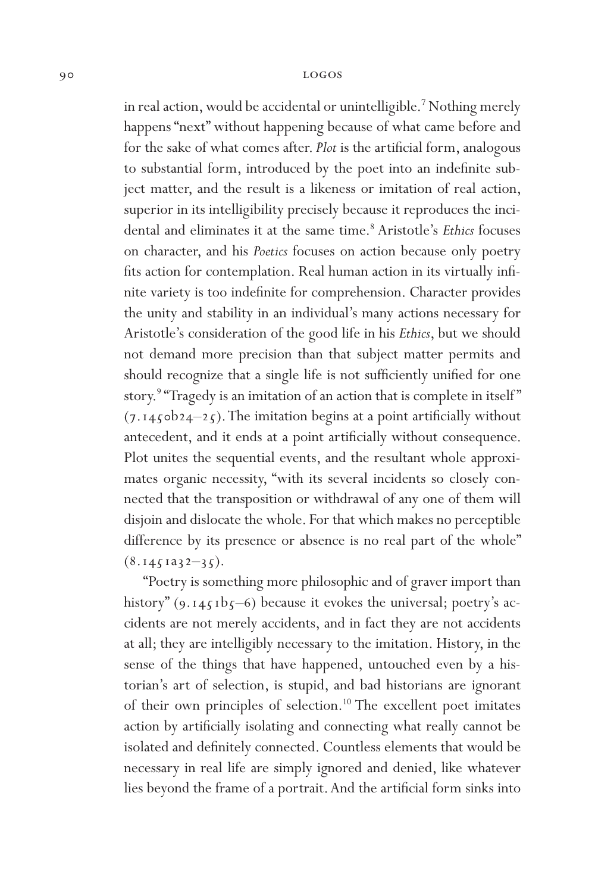in real action, would be accidental or unintelligible.[7] Nothing merely happens "next" without happening because of what came before and for the sake of what comes after. *Plot* is the artificial form, analogous to substantial form, introduced by the poet into an indefinite subject matter, and the result is a likeness or imitation of real action, superior in its intelligibility precisely because it reproduces the incidental and eliminates it at the same time.[8] Aristotle's *Ethics* focuses on character, and his *Poetics* focuses on action because only poetry fits action for contemplation. Real human action in its virtually infinite variety is too indefinite for comprehension. Character provides the unity and stability in an individual's many actions necessary for Aristotle's consideration of the good life in his *Ethics*, but we should not demand more precision than that subject matter permits and should recognize that a single life is not sufficiently unified for one story.[9] "Tragedy is an imitation of an action that is complete in itself" (7.1450b24–25). The imitation begins at a point artificially without antecedent, and it ends at a point artificially without consequence. Plot unites the sequential events, and the resultant whole approximates organic necessity, "with its several incidents so closely connected that the transposition or withdrawal of any one of them will disjoin and dislocate the whole. For that which makes no perceptible difference by its presence or absence is no real part of the whole" (8.1451a32–35).

"Poetry is something more philosophic and of graver import than history" (9.1451b5–6) because it evokes the universal; poetry's accidents are not merely accidents, and in fact they are not accidents at all; they are intelligibly necessary to the imitation. History, in the sense of the things that have happened, untouched even by a historian's art of selection, is stupid, and bad historians are ignorant of their own principles of selection.[10] The excellent poet imitates action by artificially isolating and connecting what really cannot be isolated and definitely connected. Countless elements that would be necessary in real life are simply ignored and denied, like whatever lies beyond the frame of a portrait. And the artificial form sinks into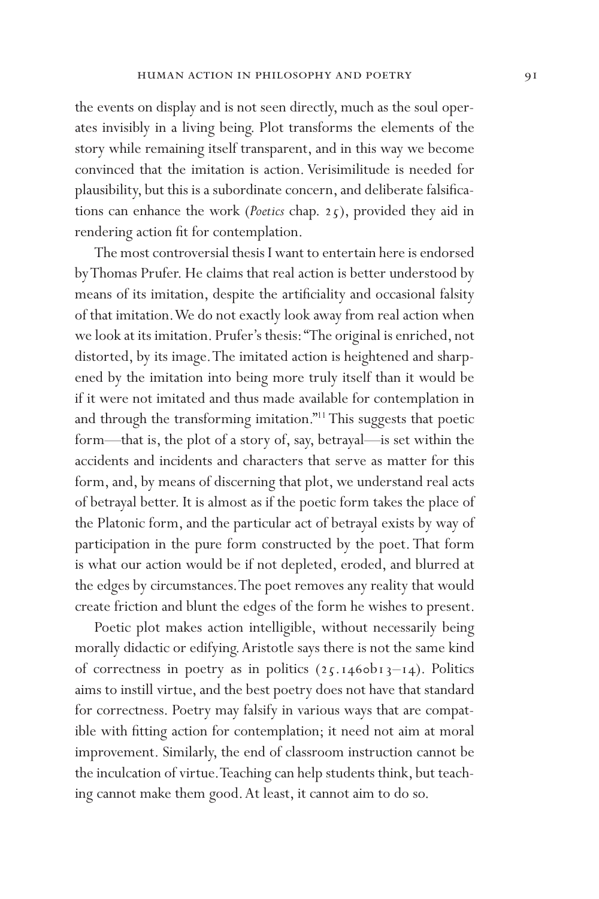the events on display and is not seen directly, much as the soul operates invisibly in a living being. Plot transforms the elements of the story while remaining itself transparent, and in this way we become convinced that the imitation is action. Verisimilitude is needed for plausibility, but this is a subordinate concern, and deliberate falsifications can enhance the work (*Poetics* chap. 25), provided they aid in rendering action fit for contemplation.

The most controversial thesis I want to entertain here is endorsed by Thomas Prufer. He claims that real action is better understood by means of its imitation, despite the artificiality and occasional falsity of that imitation. We do not exactly look away from real action when we look at its imitation. Prufer's thesis: "The original is enriched, not distorted, by its image. The imitated action is heightened and sharpened by the imitation into being more truly itself than it would be if it were not imitated and thus made available for contemplation in and through the transforming imitation."[11] This suggests that poetic form—that is, the plot of a story of, say, betrayal—is set within the accidents and incidents and characters that serve as matter for this form, and, by means of discerning that plot, we understand real acts of betrayal better. It is almost as if the poetic form takes the place of the Platonic form, and the particular act of betrayal exists by way of participation in the pure form constructed by the poet. That form is what our action would be if not depleted, eroded, and blurred at the edges by circumstances. The poet removes any reality that would create friction and blunt the edges of the form he wishes to present.

Poetic plot makes action intelligible, without necessarily being morally didactic or edifying. Aristotle says there is not the same kind of correctness in poetry as in politics (25.1460b13–14). Politics aims to instill virtue, and the best poetry does not have that standard for correctness. Poetry may falsify in various ways that are compatible with fitting action for contemplation; it need not aim at moral improvement. Similarly, the end of classroom instruction cannot be the inculcation of virtue. Teaching can help students think, but teaching cannot make them good. At least, it cannot aim to do so.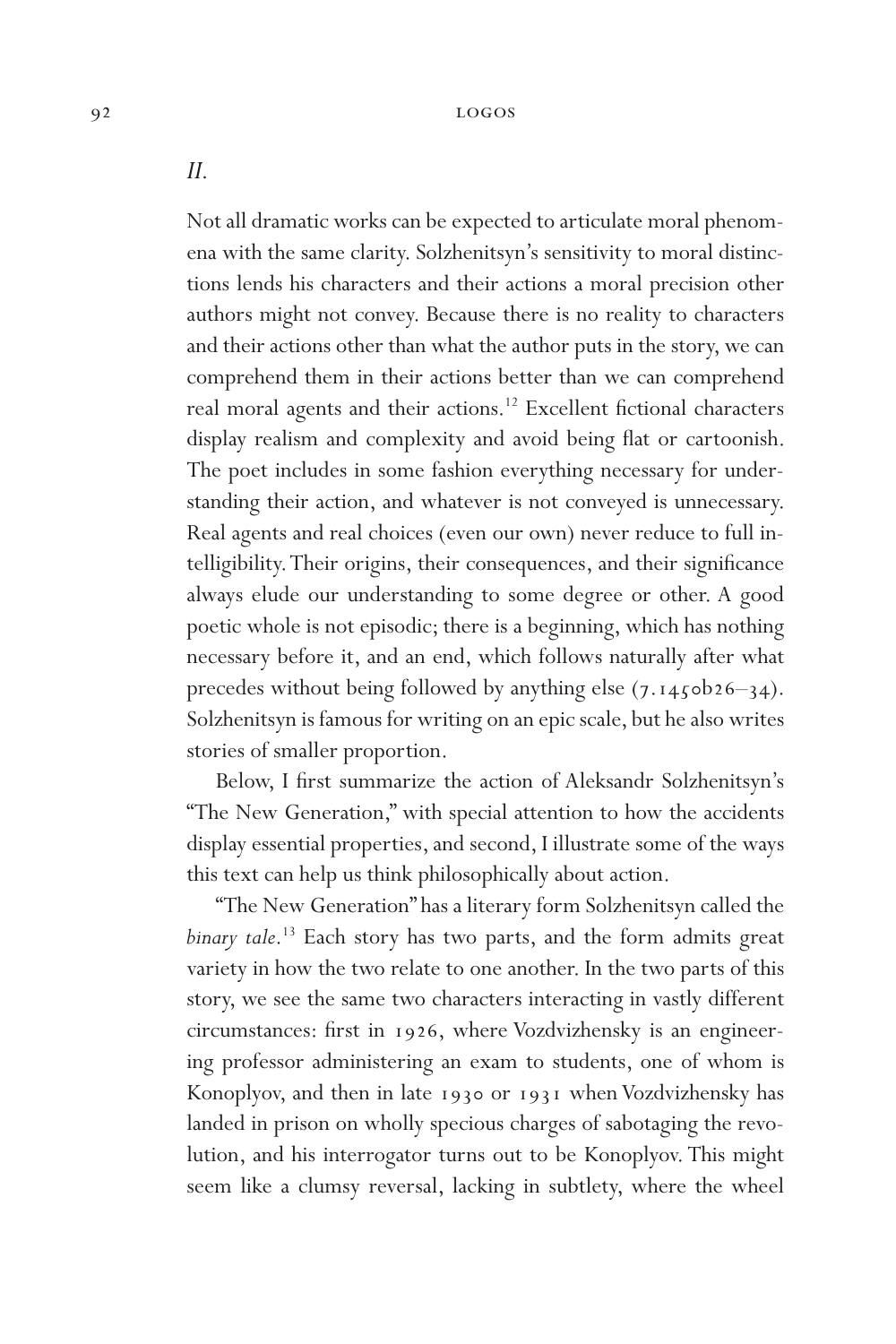*II.*

Not all dramatic works can be expected to articulate moral phenomena with the same clarity. Solzhenitsyn's sensitivity to moral distinctions lends his characters and their actions a moral precision other authors might not convey. Because there is no reality to characters and their actions other than what the author puts in the story, we can comprehend them in their actions better than we can comprehend real moral agents and their actions.[12] Excellent fictional characters display realism and complexity and avoid being flat or cartoonish. The poet includes in some fashion everything necessary for understanding their action, and whatever is not conveyed is unnecessary. Real agents and real choices (even our own) never reduce to full intelligibility. Their origins, their consequences, and their significance always elude our understanding to some degree or other. A good poetic whole is not episodic; there is a beginning, which has nothing necessary before it, and an end, which follows naturally after what precedes without being followed by anything else (7.1450b26–34). Solzhenitsyn is famous for writing on an epic scale, but he also writes stories of smaller proportion.

Below, I first summarize the action of Aleksandr Solzhenitsyn's "The New Generation," with special attention to how the accidents display essential properties, and second, I illustrate some of the ways this text can help us think philosophically about action.

"The New Generation" has a literary form Solzhenitsyn called the *binary tale*.[13] Each story has two parts, and the form admits great variety in how the two relate to one another. In the two parts of this story, we see the same two characters interacting in vastly different circumstances: first in 1926, where Vozdvizhensky is an engineering professor administering an exam to students, one of whom is Konoplyov, and then in late 1930 or 1931 when Vozdvizhensky has landed in prison on wholly specious charges of sabotaging the revolution, and his interrogator turns out to be Konoplyov. This might seem like a clumsy reversal, lacking in subtlety, where the wheel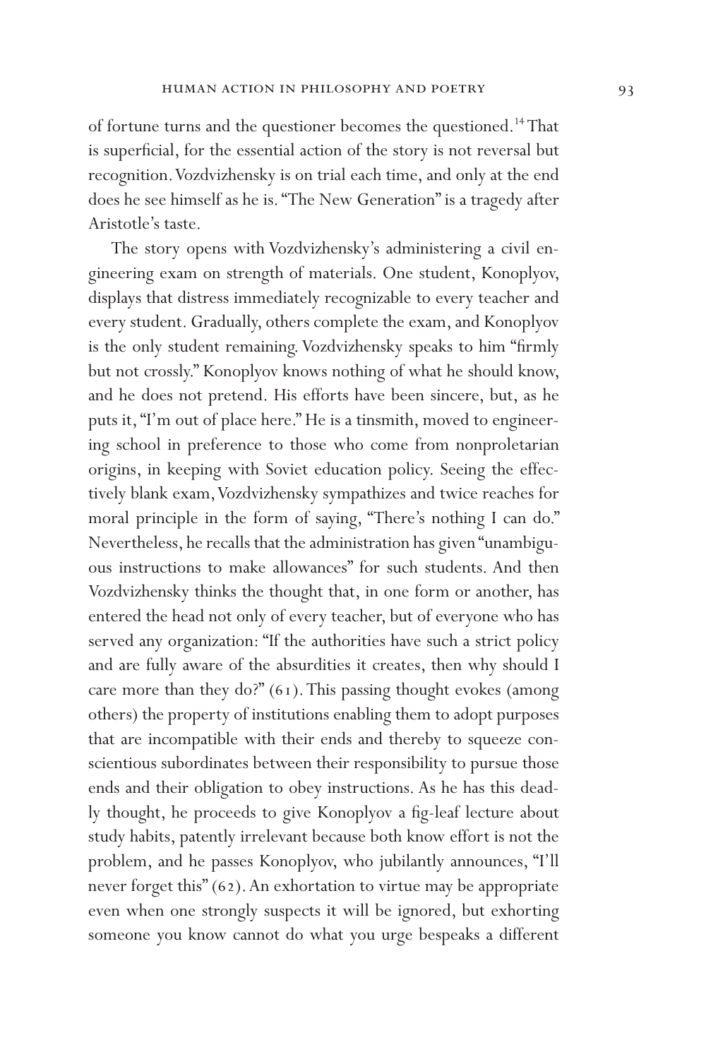of fortune turns and the questioner becomes the questioned.[14] That is superficial, for the essential action of the story is not reversal but recognition. Vozdvizhensky is on trial each time, and only at the end does he see himself as he is. "The New Generation" is a tragedy after Aristotle's taste.

The story opens with Vozdvizhensky's administering a civil engineering exam on strength of materials. One student, Konoplyov, displays that distress immediately recognizable to every teacher and every student. Gradually, others complete the exam, and Konoplyov is the only student remaining. Vozdvizhensky speaks to him "firmly but not crossly." Konoplyov knows nothing of what he should know, and he does not pretend. His efforts have been sincere, but, as he puts it, "I'm out of place here." He is a tinsmith, moved to engineering school in preference to those who come from nonproletarian origins, in keeping with Soviet education policy. Seeing the effectively blank exam, Vozdvizhensky sympathizes and twice reaches for moral principle in the form of saying, "There's nothing I can do." Nevertheless, he recalls that the administration has given "unambiguous instructions to make allowances" for such students. And then Vozdvizhensky thinks the thought that, in one form or another, has entered the head not only of every teacher, but of everyone who has served any organization: "If the authorities have such a strict policy and are fully aware of the absurdities it creates, then why should I care more than they do?" (61). This passing thought evokes (among others) the property of institutions enabling them to adopt purposes that are incompatible with their ends and thereby to squeeze conscientious subordinates between their responsibility to pursue those ends and their obligation to obey instructions. As he has this deadly thought, he proceeds to give Konoplyov a fig-leaf lecture about study habits, patently irrelevant because both know effort is not the problem, and he passes Konoplyov, who jubilantly announces, "I'll never forget this" (62). An exhortation to virtue may be appropriate even when one strongly suspects it will be ignored, but exhorting someone you know cannot do what you urge bespeaks a different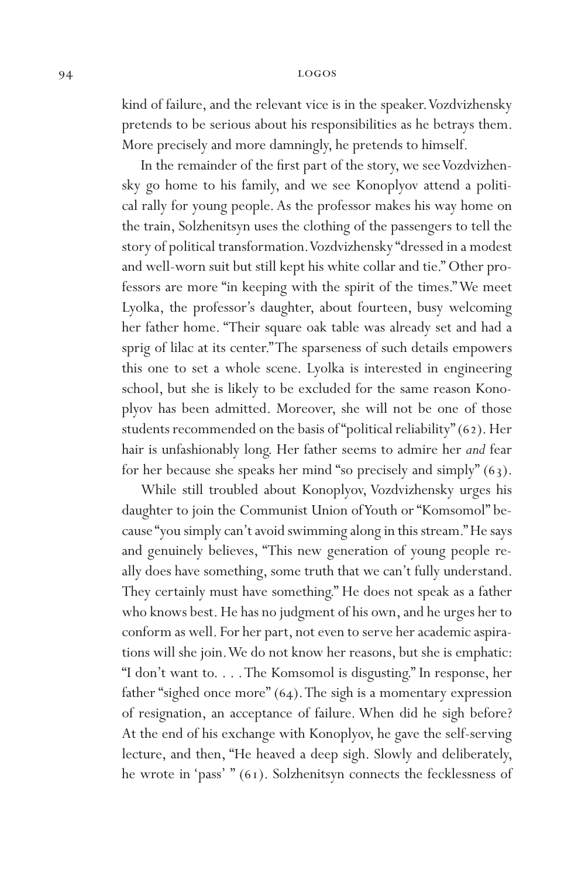kind of failure, and the relevant vice is in the speaker. Vozdvizhensky pretends to be serious about his responsibilities as he betrays them. More precisely and more damningly, he pretends to himself.

In the remainder of the first part of the story, we see Vozdvizhensky go home to his family, and we see Konoplyov attend a political rally for young people. As the professor makes his way home on the train, Solzhenitsyn uses the clothing of the passengers to tell the story of political transformation. Vozdvizhensky "dressed in a modest and well-worn suit but still kept his white collar and tie." Other professors are more "in keeping with the spirit of the times." We meet Lyolka, the professor's daughter, about fourteen, busy welcoming her father home. "Their square oak table was already set and had a sprig of lilac at its center." The sparseness of such details empowers this one to set a whole scene. Lyolka is interested in engineering school, but she is likely to be excluded for the same reason Konoplyov has been admitted. Moreover, she will not be one of those students recommended on the basis of "political reliability" (62). Her hair is unfashionably long. Her father seems to admire her *and* fear for her because she speaks her mind "so precisely and simply" (63).

While still troubled about Konoplyov, Vozdvizhensky urges his daughter to join the Communist Union of Youth or "Komsomol" because "you simply can't avoid swimming along in this stream." He says and genuinely believes, "This new generation of young people really does have something, some truth that we can't fully understand. They certainly must have something." He does not speak as a father who knows best. He has no judgment of his own, and he urges her to conform as well. For her part, not even to serve her academic aspirations will she join. We do not know her reasons, but she is emphatic: "I don't want to. . . . The Komsomol is disgusting." In response, her father "sighed once more" (64). The sigh is a momentary expression of resignation, an acceptance of failure. When did he sigh before? At the end of his exchange with Konoplyov, he gave the self-serving lecture, and then, "He heaved a deep sigh. Slowly and deliberately, he wrote in 'pass' " (61). Solzhenitsyn connects the fecklessness of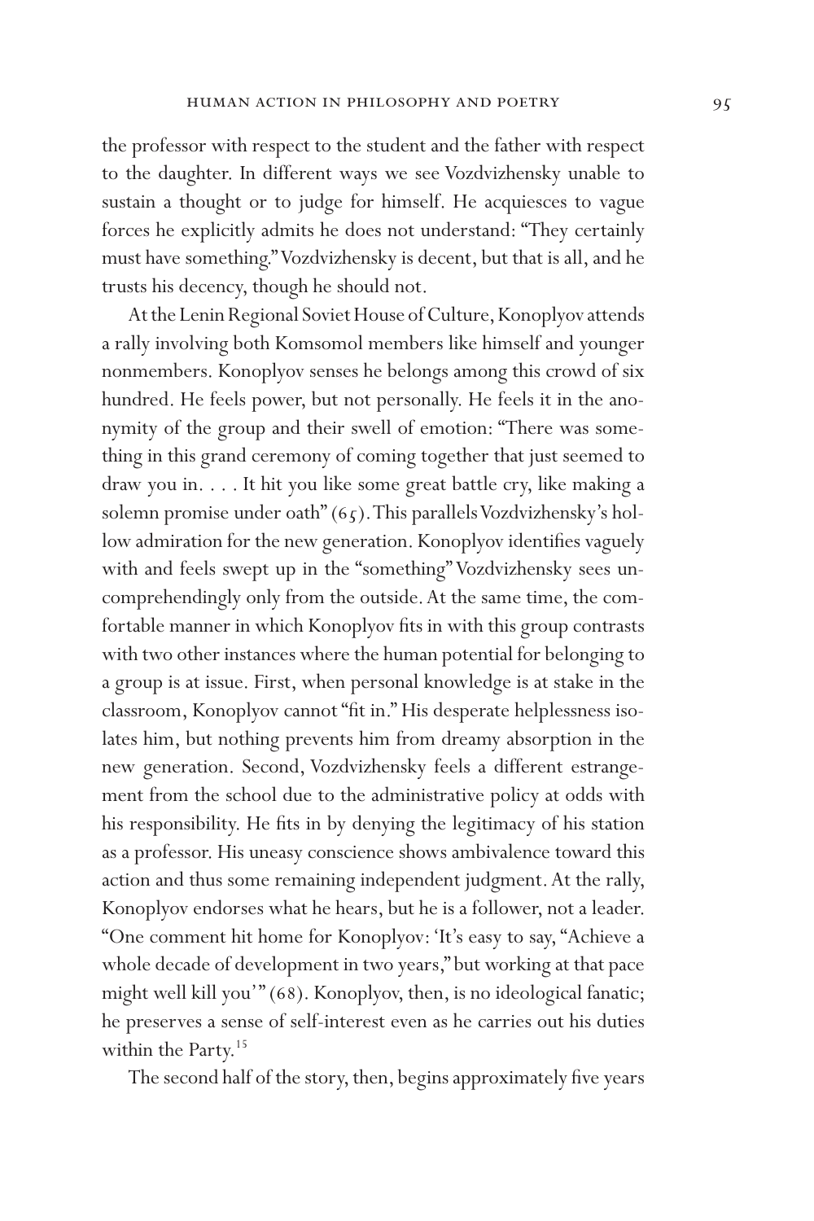the professor with respect to the student and the father with respect to the daughter. In different ways we see Vozdvizhensky unable to sustain a thought or to judge for himself. He acquiesces to vague forces he explicitly admits he does not understand: "They certainly must have something." Vozdvizhensky is decent, but that is all, and he trusts his decency, though he should not.

At the Lenin Regional Soviet House of Culture, Konoplyov attends a rally involving both Komsomol members like himself and younger nonmembers. Konoplyov senses he belongs among this crowd of six hundred. He feels power, but not personally. He feels it in the anonymity of the group and their swell of emotion: "There was something in this grand ceremony of coming together that just seemed to draw you in. . . . It hit you like some great battle cry, like making a solemn promise under oath" (65). This parallels Vozdvizhensky's hollow admiration for the new generation. Konoplyov identifies vaguely with and feels swept up in the "something" Vozdvizhensky sees uncomprehendingly only from the outside. At the same time, the comfortable manner in which Konoplyov fits in with this group contrasts with two other instances where the human potential for belonging to a group is at issue. First, when personal knowledge is at stake in the classroom, Konoplyov cannot "fit in." His desperate helplessness isolates him, but nothing prevents him from dreamy absorption in the new generation. Second, Vozdvizhensky feels a different estrangement from the school due to the administrative policy at odds with his responsibility. He fits in by denying the legitimacy of his station as a professor. His uneasy conscience shows ambivalence toward this action and thus some remaining independent judgment. At the rally, Konoplyov endorses what he hears, but he is a follower, not a leader. "One comment hit home for Konoplyov: 'It's easy to say, "Achieve a whole decade of development in two years," but working at that pace might well kill you'" (68). Konoplyov, then, is no ideological fanatic; he preserves a sense of self-interest even as he carries out his duties within the Party.[15]

The second half of the story, then, begins approximately five years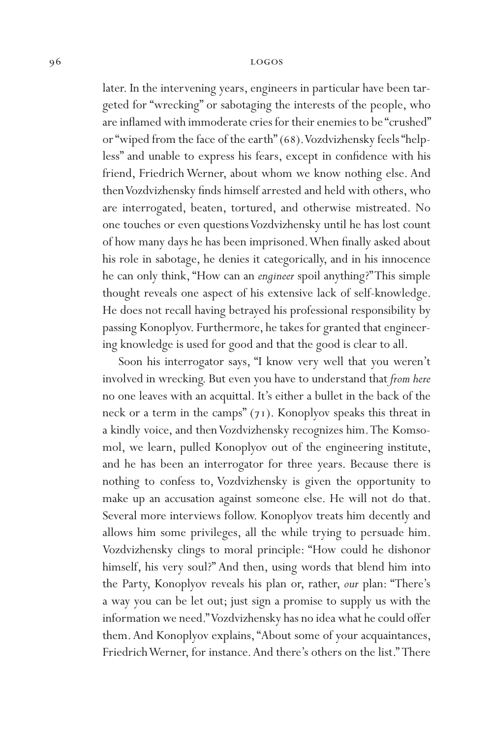later. In the intervening years, engineers in particular have been targeted for "wrecking" or sabotaging the interests of the people, who are inflamed with immoderate cries for their enemies to be "crushed" or "wiped from the face of the earth" (68). Vozdvizhensky feels "helpless" and unable to express his fears, except in confidence with his friend, Friedrich Werner, about whom we know nothing else. And then Vozdvizhensky finds himself arrested and held with others, who are interrogated, beaten, tortured, and otherwise mistreated. No one touches or even questions Vozdvizhensky until he has lost count of how many days he has been imprisoned. When finally asked about his role in sabotage, he denies it categorically, and in his innocence he can only think, "How can an *engineer* spoil anything?" This simple thought reveals one aspect of his extensive lack of self-knowledge. He does not recall having betrayed his professional responsibility by passing Konoplyov. Furthermore, he takes for granted that engineering knowledge is used for good and that the good is clear to all.

Soon his interrogator says, "I know very well that you weren't involved in wrecking. But even you have to understand that *from here* no one leaves with an acquittal. It's either a bullet in the back of the neck or a term in the camps" (71). Konoplyov speaks this threat in a kindly voice, and then Vozdvizhensky recognizes him. The Komsomol, we learn, pulled Konoplyov out of the engineering institute, and he has been an interrogator for three years. Because there is nothing to confess to, Vozdvizhensky is given the opportunity to make up an accusation against someone else. He will not do that. Several more interviews follow. Konoplyov treats him decently and allows him some privileges, all the while trying to persuade him. Vozdvizhensky clings to moral principle: "How could he dishonor himself, his very soul?" And then, using words that blend him into the Party, Konoplyov reveals his plan or, rather, *our* plan: "There's a way you can be let out; just sign a promise to supply us with the information we need." Vozdvizhensky has no idea what he could offer them. And Konoplyov explains, "About some of your acquaintances, Friedrich Werner, for instance. And there's others on the list." There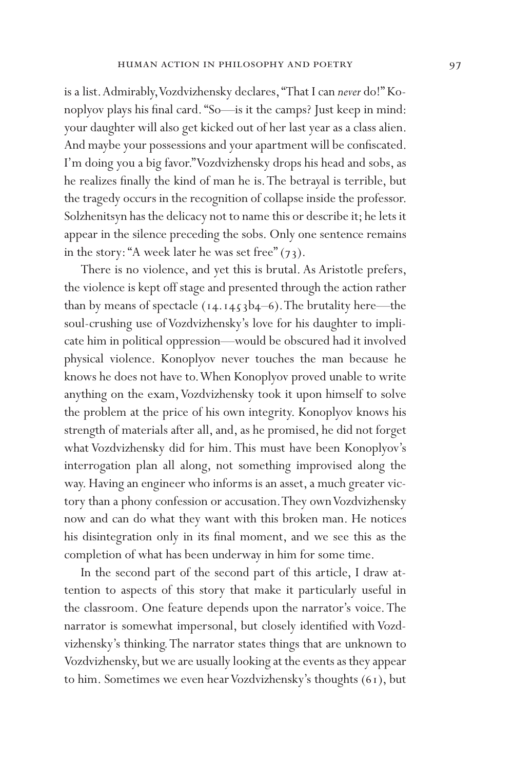is a list. Admirably, Vozdvizhensky declares, "That I can *never* do!" Konoplyov plays his final card. "So—is it the camps? Just keep in mind: your daughter will also get kicked out of her last year as a class alien. And maybe your possessions and your apartment will be confiscated. I'm doing you a big favor." Vozdvizhensky drops his head and sobs, as he realizes finally the kind of man he is. The betrayal is terrible, but the tragedy occurs in the recognition of collapse inside the professor. Solzhenitsyn has the delicacy not to name this or describe it; he lets it appear in the silence preceding the sobs. Only one sentence remains in the story: "A week later he was set free" (73).

There is no violence, and yet this is brutal. As Aristotle prefers, the violence is kept off stage and presented through the action rather than by means of spectacle (14.1453b4–6). The brutality here—the soul-crushing use of Vozdvizhensky's love for his daughter to implicate him in political oppression—would be obscured had it involved physical violence. Konoplyov never touches the man because he knows he does not have to. When Konoplyov proved unable to write anything on the exam, Vozdvizhensky took it upon himself to solve the problem at the price of his own integrity. Konoplyov knows his strength of materials after all, and, as he promised, he did not forget what Vozdvizhensky did for him. This must have been Konoplyov's interrogation plan all along, not something improvised along the way. Having an engineer who informs is an asset, a much greater victory than a phony confession or accusation. They own Vozdvizhensky now and can do what they want with this broken man. He notices his disintegration only in its final moment, and we see this as the completion of what has been underway in him for some time.

In the second part of the second part of this article, I draw attention to aspects of this story that make it particularly useful in the classroom. One feature depends upon the narrator's voice. The narrator is somewhat impersonal, but closely identified with Vozdvizhensky's thinking. The narrator states things that are unknown to Vozdvizhensky, but we are usually looking at the events as they appear to him. Sometimes we even hear Vozdvizhensky's thoughts (61), but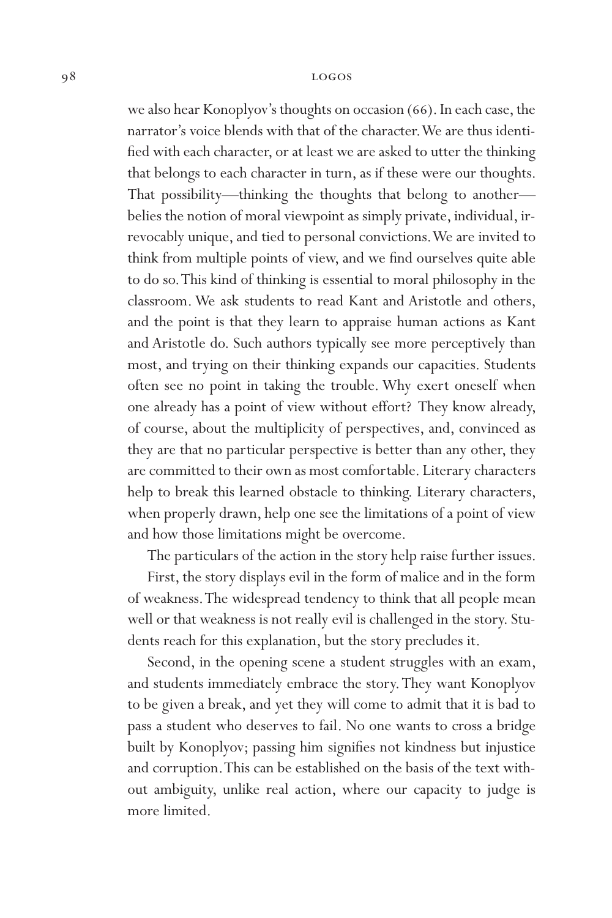we also hear Konoplyov's thoughts on occasion (66). In each case, the narrator's voice blends with that of the character. We are thus identified with each character, or at least we are asked to utter the thinking that belongs to each character in turn, as if these were our thoughts. That possibility—thinking the thoughts that belong to another—belies the notion of moral viewpoint as simply private, individual, irrevocably unique, and tied to personal convictions. We are invited to think from multiple points of view, and we find ourselves quite able to do so. This kind of thinking is essential to moral philosophy in the classroom. We ask students to read Kant and Aristotle and others, and the point is that they learn to appraise human actions as Kant and Aristotle do. Such authors typically see more perceptively than most, and trying on their thinking expands our capacities. Students often see no point in taking the trouble. Why exert oneself when one already has a point of view without effort? They know already, of course, about the multiplicity of perspectives, and, convinced as they are that no particular perspective is better than any other, they are committed to their own as most comfortable. Literary characters help to break this learned obstacle to thinking. Literary characters, when properly drawn, help one see the limitations of a point of view and how those limitations might be overcome.

The particulars of the action in the story help raise further issues.

First, the story displays evil in the form of malice and in the form of weakness. The widespread tendency to think that all people mean well or that weakness is not really evil is challenged in the story. Students reach for this explanation, but the story precludes it.

Second, in the opening scene a student struggles with an exam, and students immediately embrace the story. They want Konoplyov to be given a break, and yet they will come to admit that it is bad to pass a student who deserves to fail. No one wants to cross a bridge built by Konoplyov; passing him signifies not kindness but injustice and corruption. This can be established on the basis of the text without ambiguity, unlike real action, where our capacity to judge is more limited.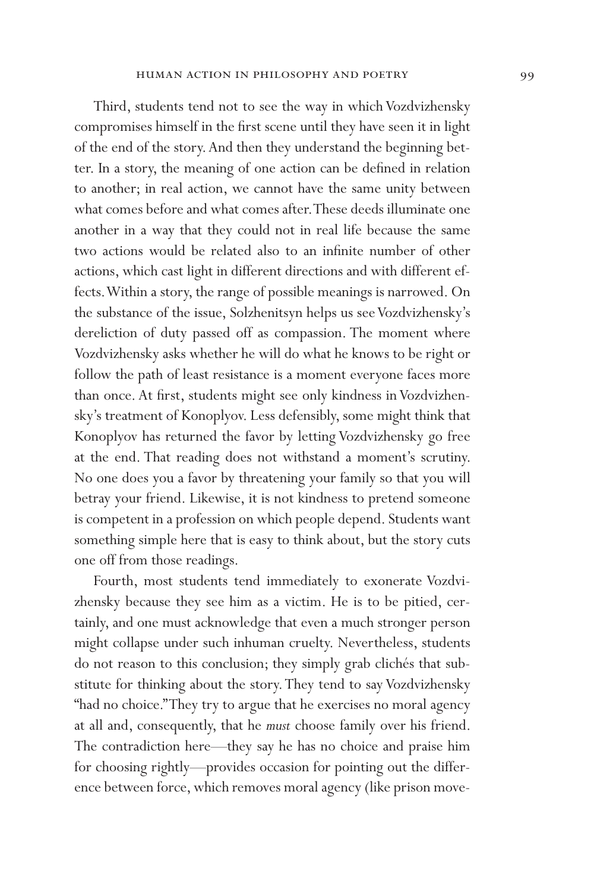Third, students tend not to see the way in which Vozdvizhensky compromises himself in the first scene until they have seen it in light of the end of the story. And then they understand the beginning better. In a story, the meaning of one action can be defined in relation to another; in real action, we cannot have the same unity between what comes before and what comes after. These deeds illuminate one another in a way that they could not in real life because the same two actions would be related also to an infinite number of other actions, which cast light in different directions and with different effects. Within a story, the range of possible meanings is narrowed. On the substance of the issue, Solzhenitsyn helps us see Vozdvizhensky's dereliction of duty passed off as compassion. The moment where Vozdvizhensky asks whether he will do what he knows to be right or follow the path of least resistance is a moment everyone faces more than once. At first, students might see only kindness in Vozdvizhensky's treatment of Konoplyov. Less defensibly, some might think that Konoplyov has returned the favor by letting Vozdvizhensky go free at the end. That reading does not withstand a moment's scrutiny. No one does you a favor by threatening your family so that you will betray your friend. Likewise, it is not kindness to pretend someone is competent in a profession on which people depend. Students want something simple here that is easy to think about, but the story cuts one off from those readings.

Fourth, most students tend immediately to exonerate Vozdvizhensky because they see him as a victim. He is to be pitied, certainly, and one must acknowledge that even a much stronger person might collapse under such inhuman cruelty. Nevertheless, students do not reason to this conclusion; they simply grab clichés that substitute for thinking about the story. They tend to say Vozdvizhensky "had no choice." They try to argue that he exercises no moral agency at all and, consequently, that he *must* choose family over his friend. The contradiction here—they say he has no choice and praise him for choosing rightly—provides occasion for pointing out the difference between force, which removes moral agency (like prison move-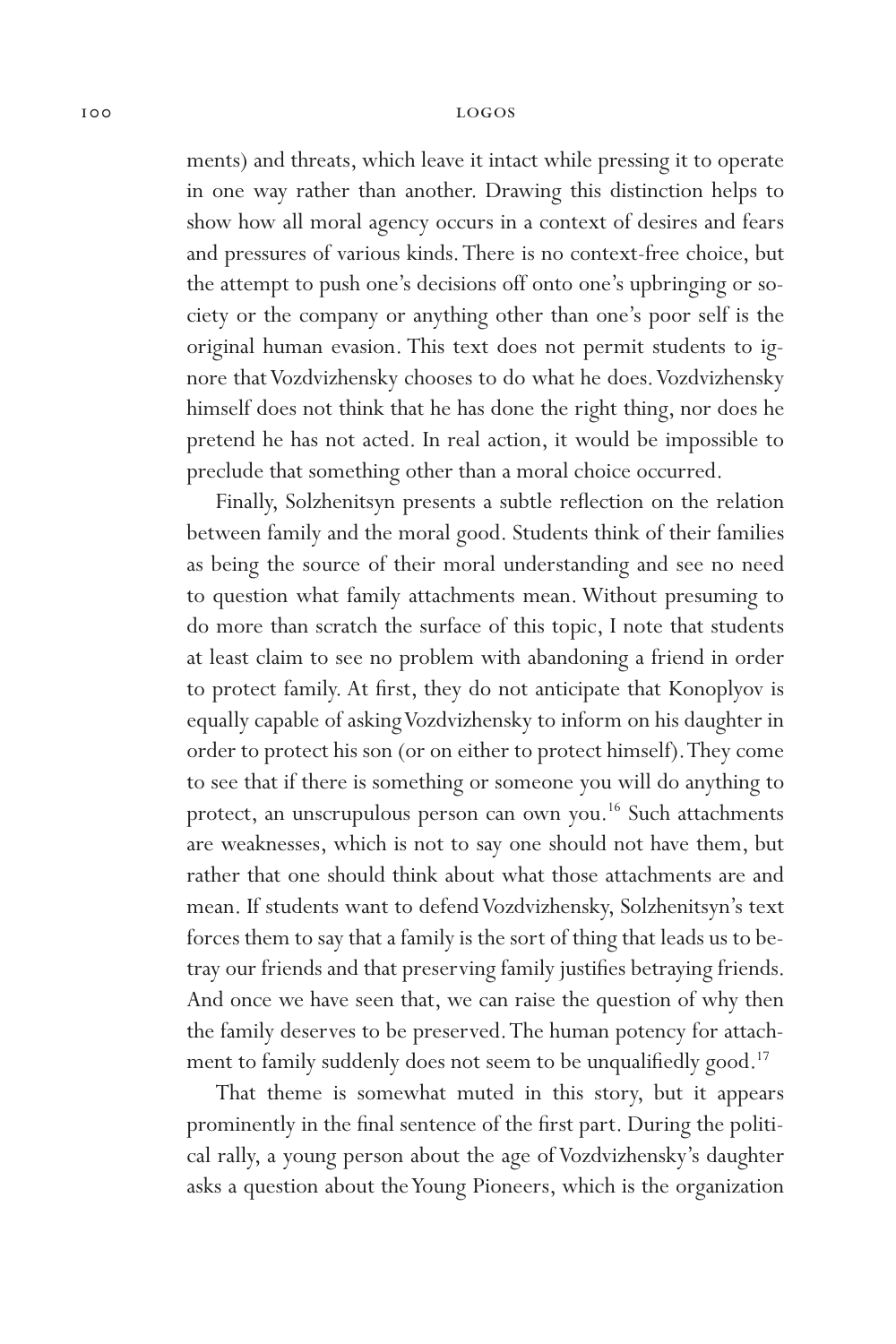ments) and threats, which leave it intact while pressing it to operate in one way rather than another. Drawing this distinction helps to show how all moral agency occurs in a context of desires and fears and pressures of various kinds. There is no context-free choice, but the attempt to push one's decisions off onto one's upbringing or society or the company or anything other than one's poor self is the original human evasion. This text does not permit students to ignore that Vozdvizhensky chooses to do what he does. Vozdvizhensky himself does not think that he has done the right thing, nor does he pretend he has not acted. In real action, it would be impossible to preclude that something other than a moral choice occurred.

Finally, Solzhenitsyn presents a subtle reflection on the relation between family and the moral good. Students think of their families as being the source of their moral understanding and see no need to question what family attachments mean. Without presuming to do more than scratch the surface of this topic, I note that students at least claim to see no problem with abandoning a friend in order to protect family. At first, they do not anticipate that Konoplyov is equally capable of asking Vozdvizhensky to inform on his daughter in order to protect his son (or on either to protect himself). They come to see that if there is something or someone you will do anything to protect, an unscrupulous person can own you.[16] Such attachments are weaknesses, which is not to say one should not have them, but rather that one should think about what those attachments are and mean. If students want to defend Vozdvizhensky, Solzhenitsyn's text forces them to say that a family is the sort of thing that leads us to betray our friends and that preserving family justifies betraying friends. And once we have seen that, we can raise the question of why then the family deserves to be preserved. The human potency for attachment to family suddenly does not seem to be unqualifiedly good.[17]

That theme is somewhat muted in this story, but it appears prominently in the final sentence of the first part. During the political rally, a young person about the age of Vozdvizhensky's daughter asks a question about the Young Pioneers, which is the organization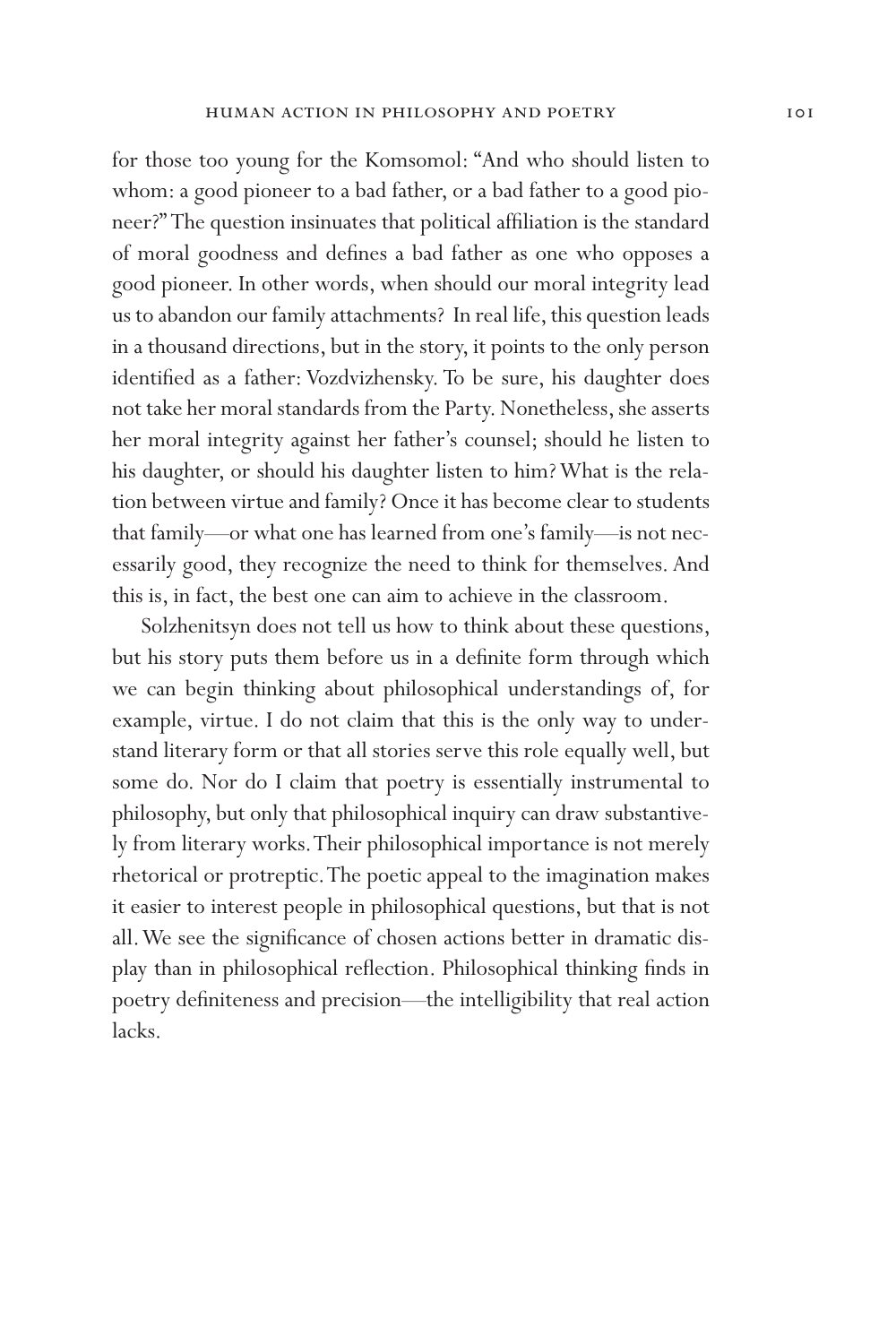for those too young for the Komsomol: "And who should listen to whom: a good pioneer to a bad father, or a bad father to a good pioneer?" The question insinuates that political affiliation is the standard of moral goodness and defines a bad father as one who opposes a good pioneer. In other words, when should our moral integrity lead us to abandon our family attachments? In real life, this question leads in a thousand directions, but in the story, it points to the only person identified as a father: Vozdvizhensky. To be sure, his daughter does not take her moral standards from the Party. Nonetheless, she asserts her moral integrity against her father's counsel; should he listen to his daughter, or should his daughter listen to him? What is the relation between virtue and family? Once it has become clear to students that family—or what one has learned from one's family—is not necessarily good, they recognize the need to think for themselves. And this is, in fact, the best one can aim to achieve in the classroom.

Solzhenitsyn does not tell us how to think about these questions, but his story puts them before us in a definite form through which we can begin thinking about philosophical understandings of, for example, virtue. I do not claim that this is the only way to understand literary form or that all stories serve this role equally well, but some do. Nor do I claim that poetry is essentially instrumental to philosophy, but only that philosophical inquiry can draw substantively from literary works. Their philosophical importance is not merely rhetorical or protreptic. The poetic appeal to the imagination makes it easier to interest people in philosophical questions, but that is not all. We see the significance of chosen actions better in dramatic display than in philosophical reflection. Philosophical thinking finds in poetry definiteness and precision—the intelligibility that real action lacks.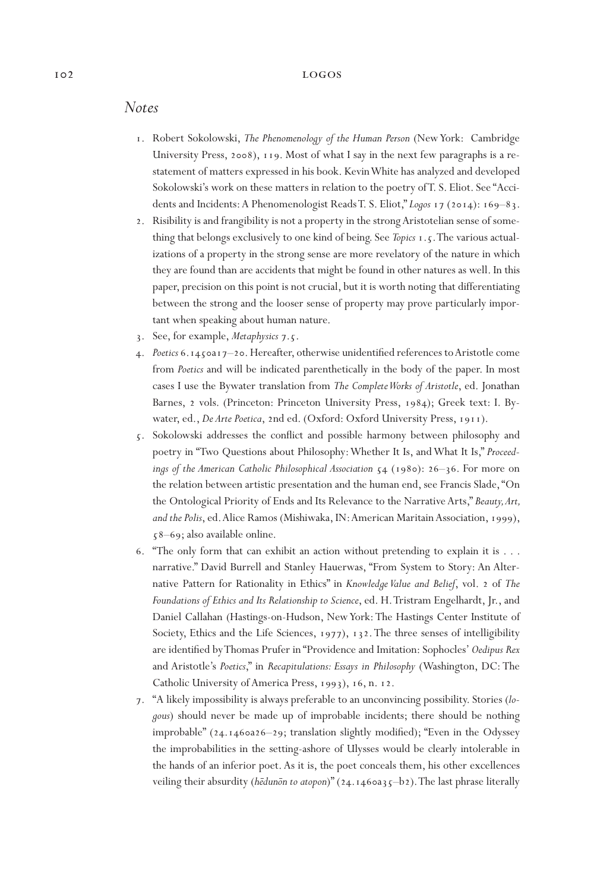## *Notes*

1. Robert Sokolowski, *The Phenomenology of the Human Person* (New York: Cambridge University Press, 2008), 119. Most of what I say in the next few paragraphs is a restatement of matters expressed in his book. Kevin White has analyzed and developed Sokolowski's work on these matters in relation to the poetry of T. S. Eliot. See "Accidents and Incidents: A Phenomenologist Reads T. S. Eliot," *Logos* 17 (2014): 169–83.
2. Risibility is and frangibility is not a property in the strong Aristotelian sense of something that belongs exclusively to one kind of being. See *Topics* 1.5. The various actualizations of a property in the strong sense are more revelatory of the nature in which they are found than are accidents that might be found in other natures as well. In this paper, precision on this point is not crucial, but it is worth noting that differentiating between the strong and the looser sense of property may prove particularly important when speaking about human nature.
3. See, for example, *Metaphysics* 7.5.
4. *Poetics* 6.1450a17–20. Hereafter, otherwise unidentified references to Aristotle come from *Poetics* and will be indicated parenthetically in the body of the paper. In most cases I use the Bywater translation from *The Complete Works of Aristotle*, ed. Jonathan Barnes, 2 vols. (Princeton: Princeton University Press, 1984); Greek text: I. Bywater, ed., *De Arte Poetica*, 2nd ed. (Oxford: Oxford University Press, 1911).
5. Sokolowski addresses the conflict and possible harmony between philosophy and poetry in "Two Questions about Philosophy: Whether It Is, and What It Is," *Proceedings of the American Catholic Philosophical Association* 54 (1980): 26–36. For more on the relation between artistic presentation and the human end, see Francis Slade, "On the Ontological Priority of Ends and Its Relevance to the Narrative Arts," *Beauty, Art, and the Polis*, ed. Alice Ramos (Mishiwaka, IN: American Maritain Association, 1999), 58–69; also available online.
6. "The only form that can exhibit an action without pretending to explain it is . . . narrative." David Burrell and Stanley Hauerwas, "From System to Story: An Alternative Pattern for Rationality in Ethics" in *Knowledge Value and Belief*, vol. 2 of *The Foundations of Ethics and Its Relationship to Science*, ed. H. Tristram Engelhardt, Jr., and Daniel Callahan (Hastings-on-Hudson, New York: The Hastings Center Institute of Society, Ethics and the Life Sciences, 1977), 132. The three senses of intelligibility are identified by Thomas Prufer in "Providence and Imitation: Sophocles' *Oedipus Rex* and Aristotle's *Poetics*," in *Recapitulations: Essays in Philosophy* (Washington, DC: The Catholic University of America Press, 1993), 16, n. 12.
7. "A likely impossibility is always preferable to an unconvincing possibility. Stories (*logous*) should never be made up of improbable incidents; there should be nothing improbable" (24.1460a26–29; translation slightly modified); "Even in the Odyssey the improbabilities in the setting-ashore of Ulysses would be clearly intolerable in the hands of an inferior poet. As it is, the poet conceals them, his other excellences veiling their absurdity (*hēdunōn to atopon*)" (24.1460a35–b2). The last phrase literally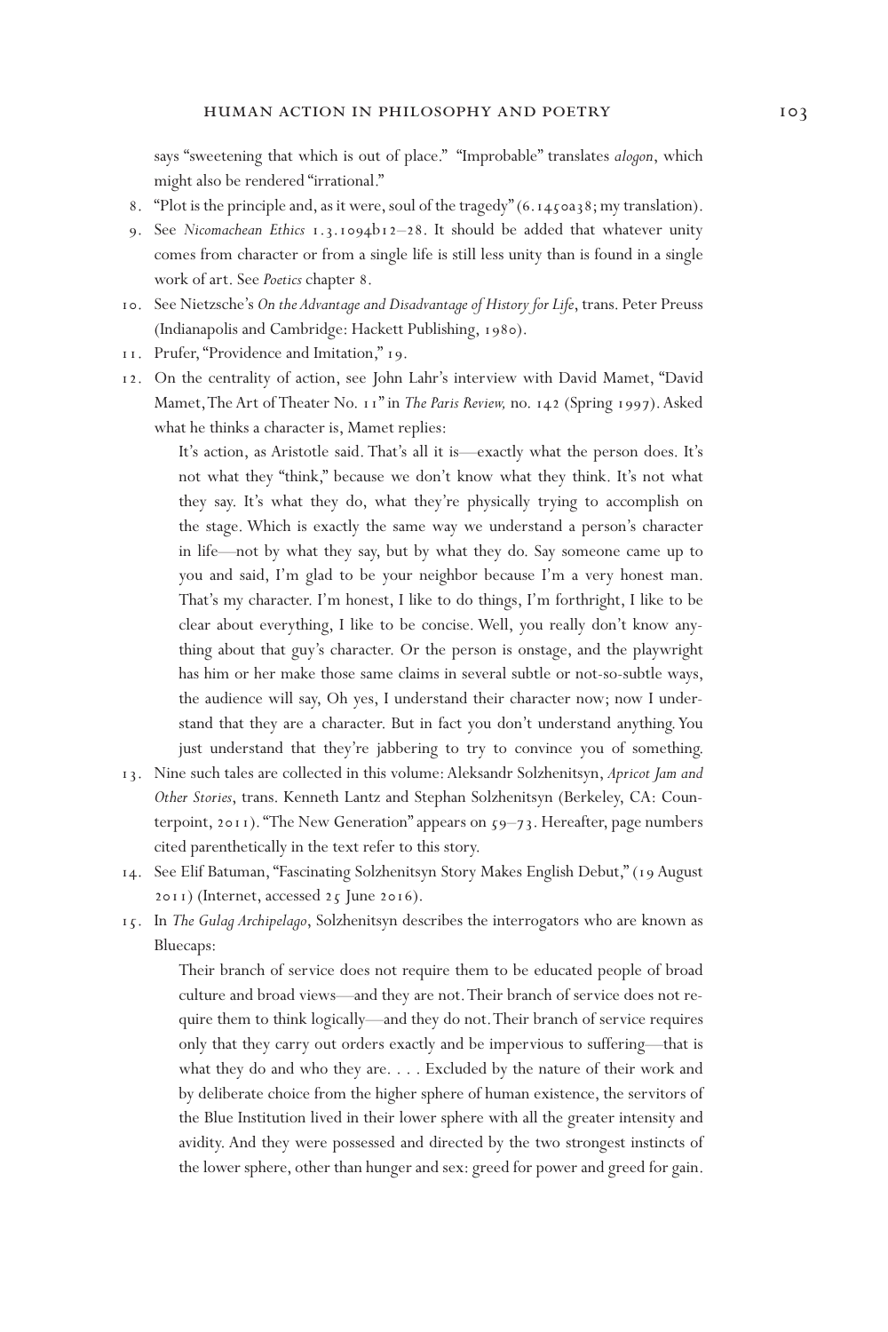says "sweetening that which is out of place." "Improbable" translates *alogon*, which might also be rendered "irrational."

8. "Plot is the principle and, as it were, soul of the tragedy" (6.1450a38; my translation).
9. See *Nicomachean Ethics* 1.3.1094b12–28. It should be added that whatever unity comes from character or from a single life is still less unity than is found in a single work of art. See *Poetics* chapter 8.
10. See Nietzsche's *On the Advantage and Disadvantage of History for Life*, trans. Peter Preuss (Indianapolis and Cambridge: Hackett Publishing, 1980).
11. Prufer, "Providence and Imitation," 19.
12. On the centrality of action, see John Lahr's interview with David Mamet, "David Mamet, The Art of Theater No. 11" in *The Paris Review,* no. 142 (Spring 1997). Asked what he thinks a character is, Mamet replies:

    > It's action, as Aristotle said. That's all it is—exactly what the person does. It's not what they "think," because we don't know what they think. It's not what they say. It's what they do, what they're physically trying to accomplish on the stage. Which is exactly the same way we understand a person's character in life—not by what they say, but by what they do. Say someone came up to you and said, I'm glad to be your neighbor because I'm a very honest man. That's my character. I'm honest, I like to do things, I'm forthright, I like to be clear about everything, I like to be concise. Well, you really don't know anything about that guy's character. Or the person is onstage, and the playwright has him or her make those same claims in several subtle or not-so-subtle ways, the audience will say, Oh yes, I understand their character now; now I understand that they are a character. But in fact you don't understand anything. You just understand that they're jabbering to try to convince you of something.

13. Nine such tales are collected in this volume: Aleksandr Solzhenitsyn, *Apricot Jam and Other Stories*, trans. Kenneth Lantz and Stephan Solzhenitsyn (Berkeley, CA: Counterpoint, 2011). "The New Generation" appears on 59–73. Hereafter, page numbers cited parenthetically in the text refer to this story.
14. See Elif Batuman, "Fascinating Solzhenitsyn Story Makes English Debut," (19 August 2011) (Internet, accessed 25 June 2016).
15. In *The Gulag Archipelago*, Solzhenitsyn describes the interrogators who are known as Bluecaps:

    > Their branch of service does not require them to be educated people of broad culture and broad views—and they are not. Their branch of service does not require them to think logically—and they do not. Their branch of service requires only that they carry out orders exactly and be impervious to suffering—that is what they do and who they are. . . . Excluded by the nature of their work and by deliberate choice from the higher sphere of human existence, the servitors of the Blue Institution lived in their lower sphere with all the greater intensity and avidity. And they were possessed and directed by the two strongest instincts of the lower sphere, other than hunger and sex: greed for power and greed for gain.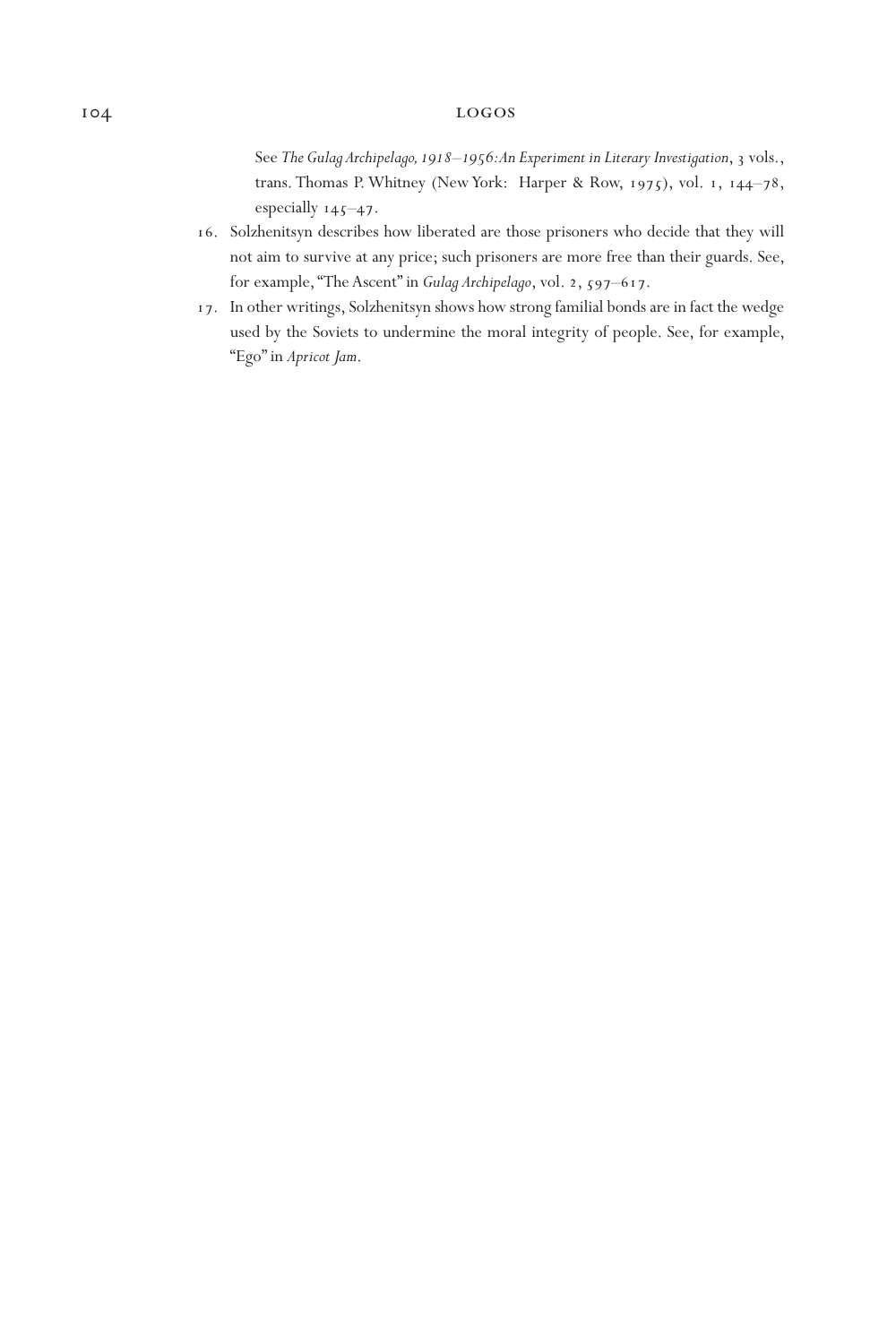See *The Gulag Archipelago, 1918–1956: An Experiment in Literary Investigation*, 3 vols., trans. Thomas P. Whitney (New York: Harper & Row, 1975), vol. 1, 144–78, especially 145–47.

16. Solzhenitsyn describes how liberated are those prisoners who decide that they will not aim to survive at any price; such prisoners are more free than their guards. See, for example, "The Ascent" in *Gulag Archipelago*, vol. 2, 597–617.
17. In other writings, Solzhenitsyn shows how strong familial bonds are in fact the wedge used by the Soviets to undermine the moral integrity of people. See, for example, "Ego" in *Apricot Jam*.